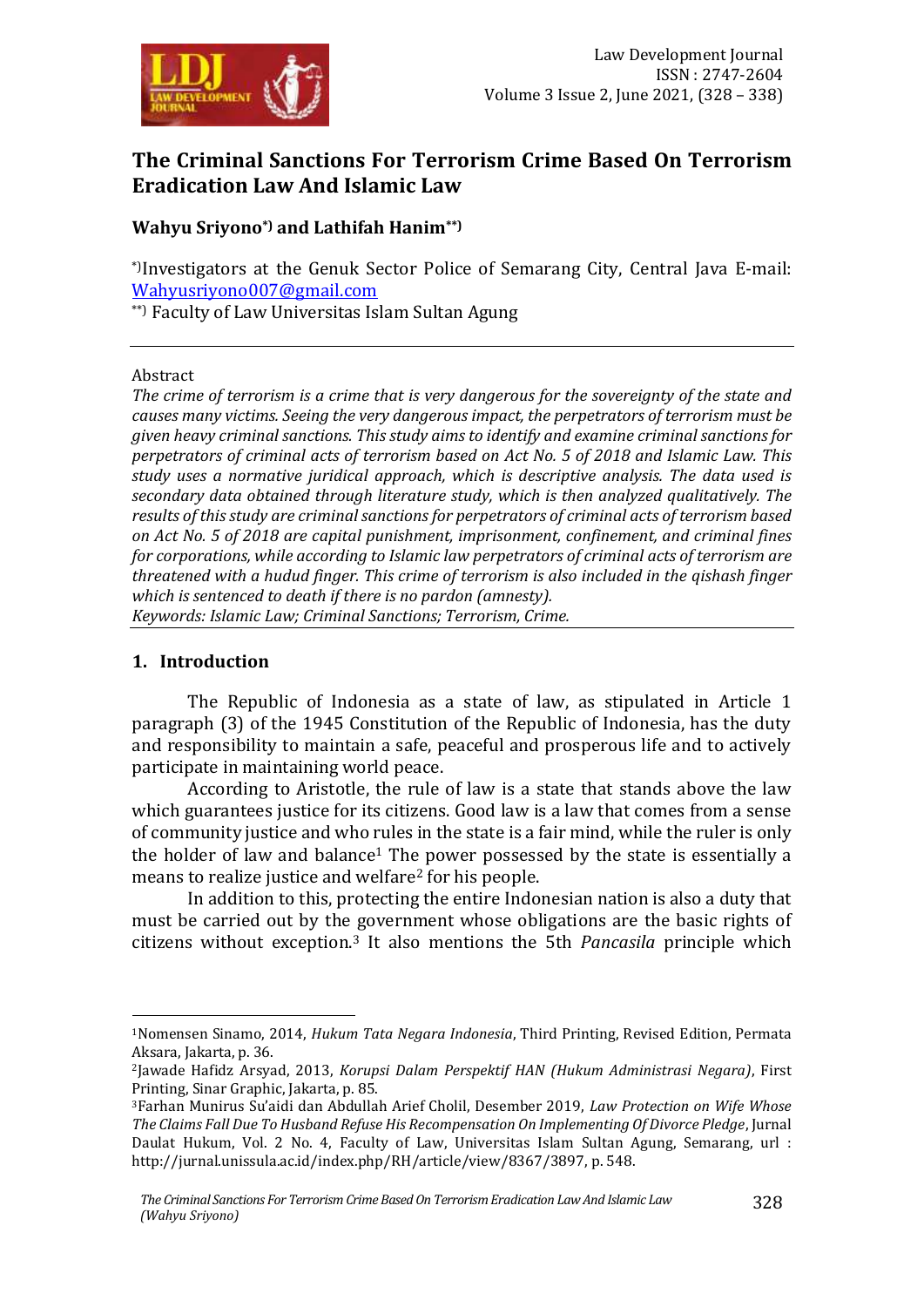# The Criminal Sanctions For Terrorism Crime Based On Terrorism Eradication Law And Islamic Law

**Wahyu Sriyono[*] and Lathifah Hanim[**]**

[*]Investigators at the Genuk Sector Police of Semarang City, Central Java E-mail: Wahyusriyono007@gmail.com

[**] Faculty of Law Universitas Islam Sultan Agung

Abstract

*The crime of terrorism is a crime that is very dangerous for the sovereignty of the state and causes many victims. Seeing the very dangerous impact, the perpetrators of terrorism must be given heavy criminal sanctions. This study aims to identify and examine criminal sanctions for perpetrators of criminal acts of terrorism based on Act No. 5 of 2018 and Islamic Law. This study uses a normative juridical approach, which is descriptive analysis. The data used is secondary data obtained through literature study, which is then analyzed qualitatively. The results of this study are criminal sanctions for perpetrators of criminal acts of terrorism based on Act No. 5 of 2018 are capital punishment, imprisonment, confinement, and criminal fines for corporations, while according to Islamic law perpetrators of criminal acts of terrorism are threatened with a hudud finger. This crime of terrorism is also included in the qishash finger which is sentenced to death if there is no pardon (amnesty).*

*Keywords: Islamic Law; Criminal Sanctions; Terrorism, Crime.*

## 1. Introduction

The Republic of Indonesia as a state of law, as stipulated in Article 1 paragraph (3) of the 1945 Constitution of the Republic of Indonesia, has the duty and responsibility to maintain a safe, peaceful and prosperous life and to actively participate in maintaining world peace.

According to Aristotle, the rule of law is a state that stands above the law which guarantees justice for its citizens. Good law is a law that comes from a sense of community justice and who rules in the state is a fair mind, while the ruler is only the holder of law and balance[1] The power possessed by the state is essentially a means to realize justice and welfare[2] for his people.

In addition to this, protecting the entire Indonesian nation is also a duty that must be carried out by the government whose obligations are the basic rights of citizens without exception.[3] It also mentions the 5th *Pancasila* principle which

---

[1]Nomensen Sinamo, 2014, *Hukum Tata Negara Indonesia*, Third Printing, Revised Edition, Permata Aksara, Jakarta, p. 36.

[2]Jawade Hafidz Arsyad, 2013, *Korupsi Dalam Perspektif HAN (Hukum Administrasi Negara)*, First Printing, Sinar Graphic, Jakarta, p. 85.

[3]Farhan Munirus Su'aidi dan Abdullah Arief Cholil, Desember 2019, *Law Protection on Wife Whose The Claims Fall Due To Husband Refuse His Recompensation On Implementing Of Divorce Pledge*, Jurnal Daulat Hukum, Vol. 2 No. 4, Faculty of Law, Universitas Islam Sultan Agung, Semarang, url : http://jurnal.unissula.ac.id/index.php/RH/article/view/8367/3897, p. 548.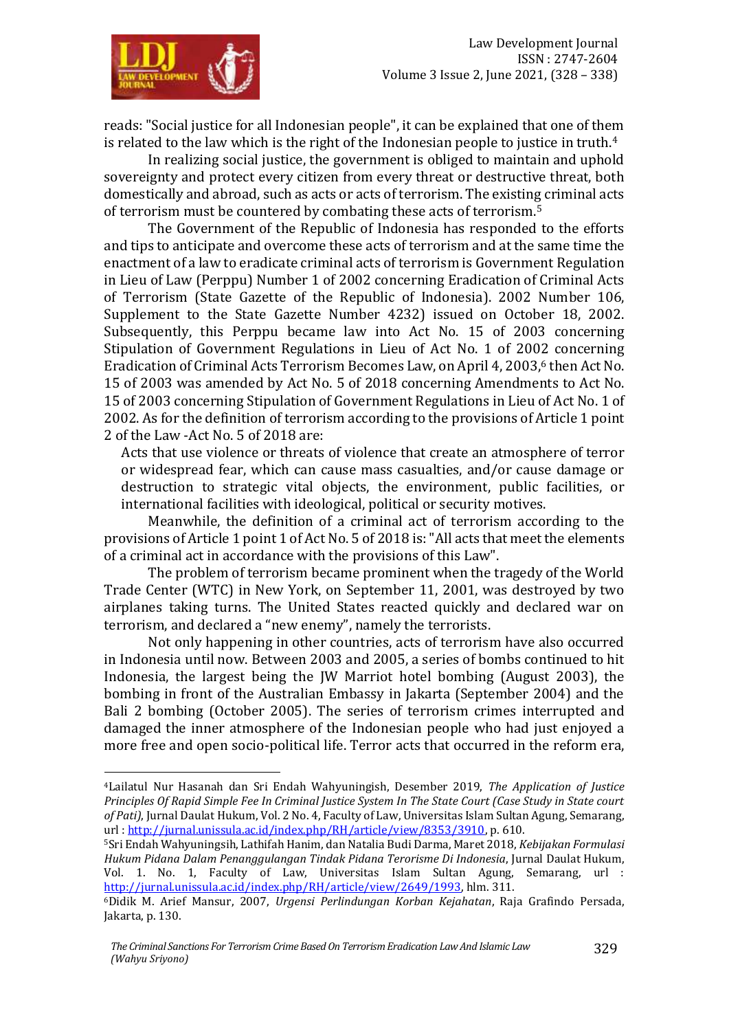reads: "Social justice for all Indonesian people", it can be explained that one of them is related to the law which is the right of the Indonesian people to justice in truth.[4]

In realizing social justice, the government is obliged to maintain and uphold sovereignty and protect every citizen from every threat or destructive threat, both domestically and abroad, such as acts or acts of terrorism. The existing criminal acts of terrorism must be countered by combating these acts of terrorism.[5]

The Government of the Republic of Indonesia has responded to the efforts and tips to anticipate and overcome these acts of terrorism and at the same time the enactment of a law to eradicate criminal acts of terrorism is Government Regulation in Lieu of Law (Perppu) Number 1 of 2002 concerning Eradication of Criminal Acts of Terrorism (State Gazette of the Republic of Indonesia). 2002 Number 106, Supplement to the State Gazette Number 4232) issued on October 18, 2002. Subsequently, this Perppu became law into Act No. 15 of 2003 concerning Stipulation of Government Regulations in Lieu of Act No. 1 of 2002 concerning Eradication of Criminal Acts Terrorism Becomes Law, on April 4, 2003,[6] then Act No. 15 of 2003 was amended by Act No. 5 of 2018 concerning Amendments to Act No. 15 of 2003 concerning Stipulation of Government Regulations in Lieu of Act No. 1 of 2002. As for the definition of terrorism according to the provisions of Article 1 point 2 of the Law -Act No. 5 of 2018 are:

> Acts that use violence or threats of violence that create an atmosphere of terror or widespread fear, which can cause mass casualties, and/or cause damage or destruction to strategic vital objects, the environment, public facilities, or international facilities with ideological, political or security motives.

Meanwhile, the definition of a criminal act of terrorism according to the provisions of Article 1 point 1 of Act No. 5 of 2018 is: "All acts that meet the elements of a criminal act in accordance with the provisions of this Law".

The problem of terrorism became prominent when the tragedy of the World Trade Center (WTC) in New York, on September 11, 2001, was destroyed by two airplanes taking turns. The United States reacted quickly and declared war on terrorism, and declared a "new enemy", namely the terrorists.

Not only happening in other countries, acts of terrorism have also occurred in Indonesia until now. Between 2003 and 2005, a series of bombs continued to hit Indonesia, the largest being the JW Marriot hotel bombing (August 2003), the bombing in front of the Australian Embassy in Jakarta (September 2004) and the Bali 2 bombing (October 2005). The series of terrorism crimes interrupted and damaged the inner atmosphere of the Indonesian people who had just enjoyed a more free and open socio-political life. Terror acts that occurred in the reform era,

---

[4] Lailatul Nur Hasanah dan Sri Endah Wahyuningish, Desember 2019, *The Application of Justice Principles Of Rapid Simple Fee In Criminal Justice System In The State Court (Case Study in State court of Pati)*, Jurnal Daulat Hukum, Vol. 2 No. 4, Faculty of Law, Universitas Islam Sultan Agung, Semarang, url : http://jurnal.unissula.ac.id/index.php/RH/article/view/8353/3910, p. 610.

[5] Sri Endah Wahyuningsih, Lathifah Hanim, dan Natalia Budi Darma, Maret 2018, *Kebijakan Formulasi Hukum Pidana Dalam Penanggulangan Tindak Pidana Terorisme Di Indonesia*, Jurnal Daulat Hukum, Vol. 1. No. 1, Faculty of Law, Universitas Islam Sultan Agung, Semarang, url : http://jurnal.unissula.ac.id/index.php/RH/article/view/2649/1993, hlm. 311.

[6] Didik M. Arief Mansur, 2007, *Urgensi Perlindungan Korban Kejahatan*, Raja Grafindo Persada, Jakarta, p. 130.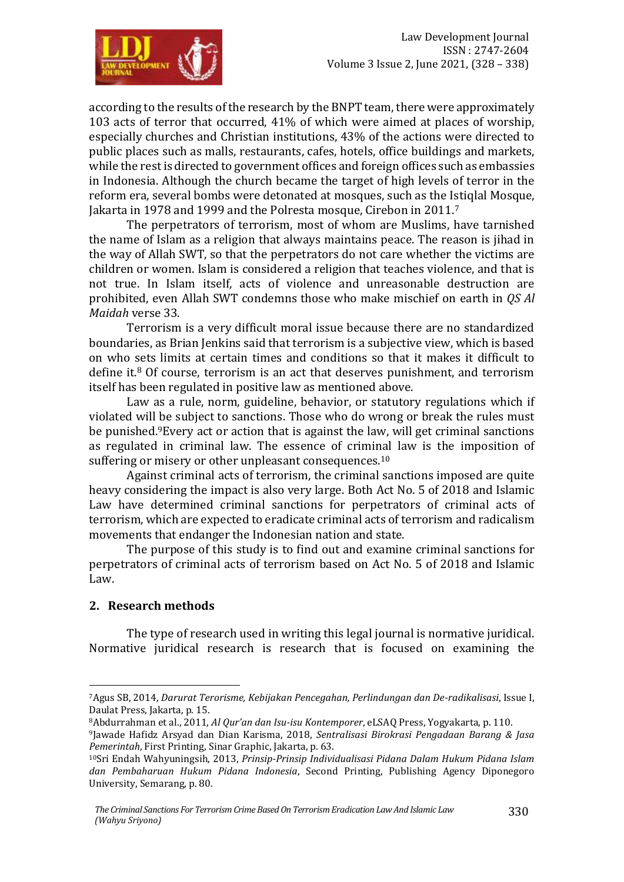according to the results of the research by the BNPT team, there were approximately 103 acts of terror that occurred, 41% of which were aimed at places of worship, especially churches and Christian institutions, 43% of the actions were directed to public places such as malls, restaurants, cafes, hotels, office buildings and markets, while the rest is directed to government offices and foreign offices such as embassies in Indonesia. Although the church became the target of high levels of terror in the reform era, several bombs were detonated at mosques, such as the Istiqlal Mosque, Jakarta in 1978 and 1999 and the Polresta mosque, Cirebon in 2011.[7]

The perpetrators of terrorism, most of whom are Muslims, have tarnished the name of Islam as a religion that always maintains peace. The reason is jihad in the way of Allah SWT, so that the perpetrators do not care whether the victims are children or women. Islam is considered a religion that teaches violence, and that is not true. In Islam itself, acts of violence and unreasonable destruction are prohibited, even Allah SWT condemns those who make mischief on earth in *QS Al Maidah* verse 33.

Terrorism is a very difficult moral issue because there are no standardized boundaries, as Brian Jenkins said that terrorism is a subjective view, which is based on who sets limits at certain times and conditions so that it makes it difficult to define it.[8] Of course, terrorism is an act that deserves punishment, and terrorism itself has been regulated in positive law as mentioned above.

Law as a rule, norm, guideline, behavior, or statutory regulations which if violated will be subject to sanctions. Those who do wrong or break the rules must be punished.[9]Every act or action that is against the law, will get criminal sanctions as regulated in criminal law. The essence of criminal law is the imposition of suffering or misery or other unpleasant consequences.[10]

Against criminal acts of terrorism, the criminal sanctions imposed are quite heavy considering the impact is also very large. Both Act No. 5 of 2018 and Islamic Law have determined criminal sanctions for perpetrators of criminal acts of terrorism, which are expected to eradicate criminal acts of terrorism and radicalism movements that endanger the Indonesian nation and state.

The purpose of this study is to find out and examine criminal sanctions for perpetrators of criminal acts of terrorism based on Act No. 5 of 2018 and Islamic Law.

## 2. Research methods

The type of research used in writing this legal journal is normative juridical. Normative juridical research is research that is focused on examining the

---

[7]Agus SB, 2014, *Darurat Terorisme, Kebijakan Pencegahan, Perlindungan dan De-radikalisasi*, Issue I, Daulat Press, Jakarta, p. 15.

[8]Abdurrahman et al., 2011, *Al Qur'an dan Isu-isu Kontemporer*, eLSAQ Press, Yogyakarta, p. 110.

[9]Jawade Hafidz Arsyad dan Dian Karisma, 2018, *Sentralisasi Birokrasi Pengadaan Barang & Jasa Pemerintah*, First Printing, Sinar Graphic, Jakarta, p. 63.

[10]Sri Endah Wahyuningsih, 2013, *Prinsip-Prinsip Individualisasi Pidana Dalam Hukum Pidana Islam dan Pembaharuan Hukum Pidana Indonesia*, Second Printing, Publishing Agency Diponegoro University, Semarang, p. 80.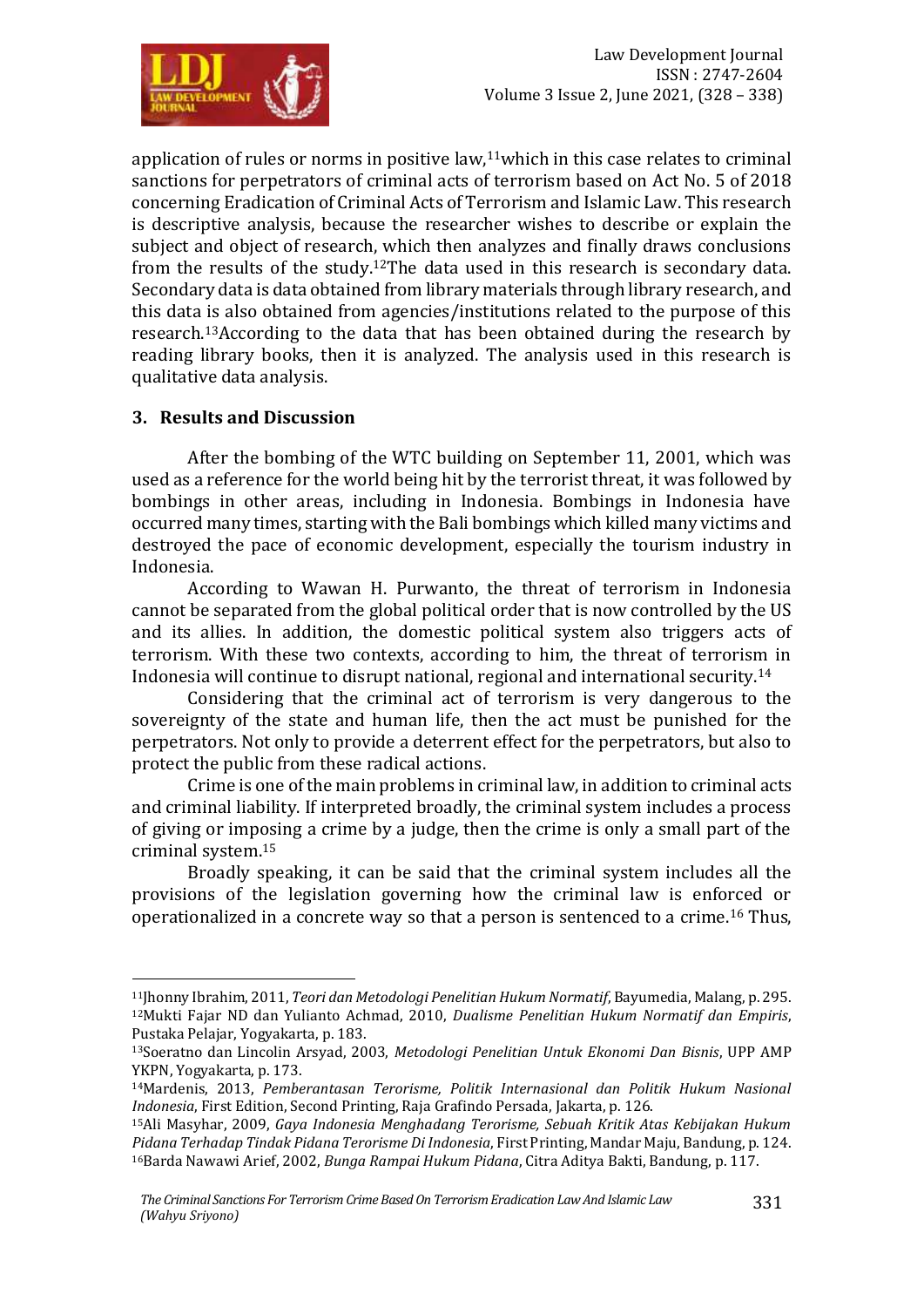application of rules or norms in positive law,[11]which in this case relates to criminal sanctions for perpetrators of criminal acts of terrorism based on Act No. 5 of 2018 concerning Eradication of Criminal Acts of Terrorism and Islamic Law. This research is descriptive analysis, because the researcher wishes to describe or explain the subject and object of research, which then analyzes and finally draws conclusions from the results of the study.[12]The data used in this research is secondary data. Secondary data is data obtained from library materials through library research, and this data is also obtained from agencies/institutions related to the purpose of this research.[13]According to the data that has been obtained during the research by reading library books, then it is analyzed. The analysis used in this research is qualitative data analysis.

## 3. Results and Discussion

After the bombing of the WTC building on September 11, 2001, which was used as a reference for the world being hit by the terrorist threat, it was followed by bombings in other areas, including in Indonesia. Bombings in Indonesia have occurred many times, starting with the Bali bombings which killed many victims and destroyed the pace of economic development, especially the tourism industry in Indonesia.

According to Wawan H. Purwanto, the threat of terrorism in Indonesia cannot be separated from the global political order that is now controlled by the US and its allies. In addition, the domestic political system also triggers acts of terrorism. With these two contexts, according to him, the threat of terrorism in Indonesia will continue to disrupt national, regional and international security.[14]

Considering that the criminal act of terrorism is very dangerous to the sovereignty of the state and human life, then the act must be punished for the perpetrators. Not only to provide a deterrent effect for the perpetrators, but also to protect the public from these radical actions.

Crime is one of the main problems in criminal law, in addition to criminal acts and criminal liability. If interpreted broadly, the criminal system includes a process of giving or imposing a crime by a judge, then the crime is only a small part of the criminal system.[15]

Broadly speaking, it can be said that the criminal system includes all the provisions of the legislation governing how the criminal law is enforced or operationalized in a concrete way so that a person is sentenced to a crime.[16] Thus,

---

[11]Jhonny Ibrahim, 2011, *Teori dan Metodologi Penelitian Hukum Normatif*, Bayumedia, Malang, p. 295.

[12]Mukti Fajar ND dan Yulianto Achmad, 2010, *Dualisme Penelitian Hukum Normatif dan Empiris*, Pustaka Pelajar, Yogyakarta, p. 183.

[13]Soeratno dan Lincolin Arsyad, 2003, *Metodologi Penelitian Untuk Ekonomi Dan Bisnis*, UPP AMP YKPN, Yogyakarta, p. 173.

[14]Mardenis, 2013, *Pemberantasan Terorisme, Politik Internasional dan Politik Hukum Nasional Indonesia*, First Edition, Second Printing, Raja Grafindo Persada, Jakarta, p. 126.

[15]Ali Masyhar, 2009, *Gaya Indonesia Menghadang Terorisme, Sebuah Kritik Atas Kebijakan Hukum Pidana Terhadap Tindak Pidana Terorisme Di Indonesia*, First Printing, Mandar Maju, Bandung, p. 124.

[16]Barda Nawawi Arief, 2002, *Bunga Rampai Hukum Pidana*, Citra Aditya Bakti, Bandung, p. 117.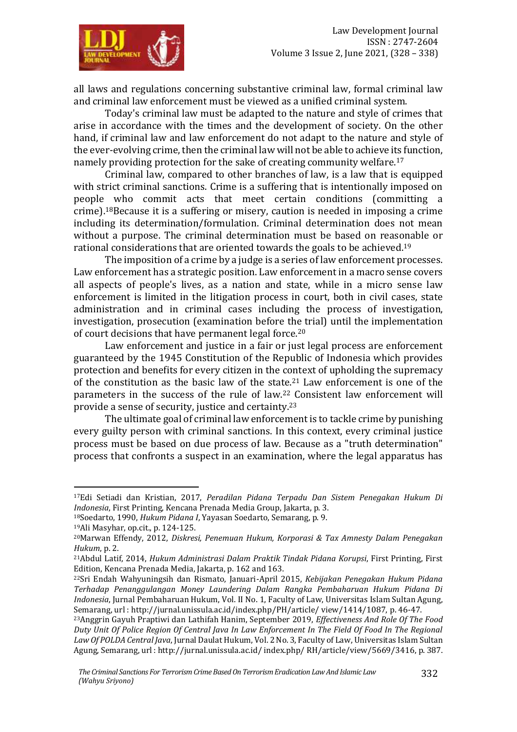all laws and regulations concerning substantive criminal law, formal criminal law and criminal law enforcement must be viewed as a unified criminal system.

Today's criminal law must be adapted to the nature and style of crimes that arise in accordance with the times and the development of society. On the other hand, if criminal law and law enforcement do not adapt to the nature and style of the ever-evolving crime, then the criminal law will not be able to achieve its function, namely providing protection for the sake of creating community welfare.[17]

Criminal law, compared to other branches of law, is a law that is equipped with strict criminal sanctions. Crime is a suffering that is intentionally imposed on people who commit acts that meet certain conditions (committing a crime).[18]Because it is a suffering or misery, caution is needed in imposing a crime including its determination/formulation. Criminal determination does not mean without a purpose. The criminal determination must be based on reasonable or rational considerations that are oriented towards the goals to be achieved.[19]

The imposition of a crime by a judge is a series of law enforcement processes. Law enforcement has a strategic position. Law enforcement in a macro sense covers all aspects of people's lives, as a nation and state, while in a micro sense law enforcement is limited in the litigation process in court, both in civil cases, state administration and in criminal cases including the process of investigation, investigation, prosecution (examination before the trial) until the implementation of court decisions that have permanent legal force.[20]

Law enforcement and justice in a fair or just legal process are enforcement guaranteed by the 1945 Constitution of the Republic of Indonesia which provides protection and benefits for every citizen in the context of upholding the supremacy of the constitution as the basic law of the state.[21] Law enforcement is one of the parameters in the success of the rule of law.[22] Consistent law enforcement will provide a sense of security, justice and certainty.[23]

The ultimate goal of criminal law enforcement is to tackle crime by punishing every guilty person with criminal sanctions. In this context, every criminal justice process must be based on due process of law. Because as a "truth determination" process that confronts a suspect in an examination, where the legal apparatus has

---

[17]Edi Setiadi dan Kristian, 2017, *Peradilan Pidana Terpadu Dan Sistem Penegakan Hukum Di Indonesia*, First Printing, Kencana Prenada Media Group, Jakarta, p. 3.

[18]Soedarto, 1990, *Hukum Pidana I*, Yayasan Soedarto, Semarang, p. 9.

[19]Ali Masyhar, op.cit., p. 124-125.

[20]Marwan Effendy, 2012, *Diskresi, Penemuan Hukum, Korporasi & Tax Amnesty Dalam Penegakan Hukum*, p. 2.

[21]Abdul Latif, 2014, *Hukum Administrasi Dalam Praktik Tindak Pidana Korupsi*, First Printing, First Edition, Kencana Prenada Media, Jakarta, p. 162 and 163.

[22]Sri Endah Wahyuningsih dan Rismato, Januari-April 2015, *Kebijakan Penegakan Hukum Pidana Terhadap Penanggulangan Money Laundering Dalam Rangka Pembaharuan Hukum Pidana Di Indonesia*, Jurnal Pembaharuan Hukum, Vol. II No. 1, Faculty of Law, Universitas Islam Sultan Agung, Semarang, url : http://jurnal.unissula.ac.id/index.php/PH/article/ view/1414/1087, p. 46-47.

[23]Anggrin Gayuh Praptiwi dan Lathifah Hanim, September 2019, *Effectiveness And Role Of The Food Duty Unit Of Police Region Of Central Java In Law Enforcement In The Field Of Food In The Regional Law Of POLDA Central Java*, Jurnal Daulat Hukum, Vol. 2 No. 3, Faculty of Law, Universitas Islam Sultan Agung, Semarang, url : http://jurnal.unissula.ac.id/ index.php/ RH/article/view/5669/3416, p. 387.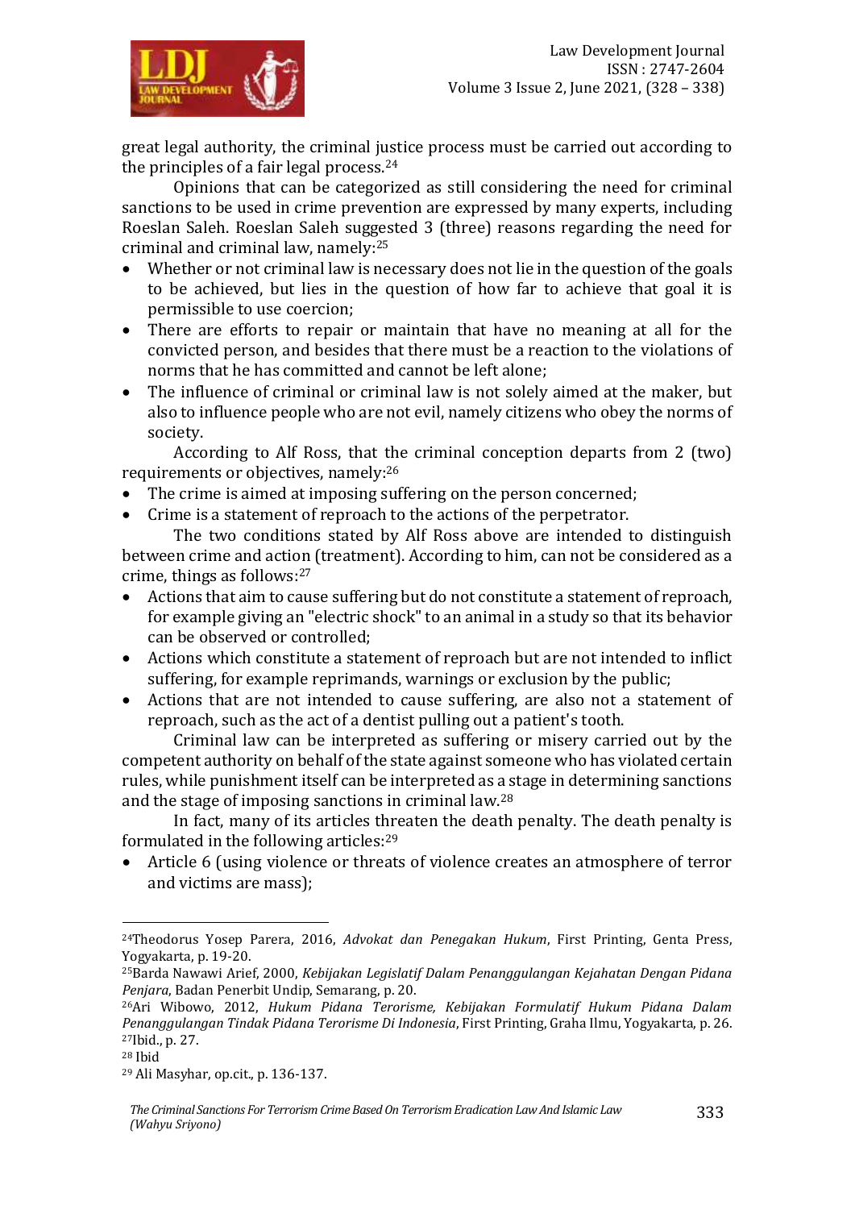great legal authority, the criminal justice process must be carried out according to the principles of a fair legal process.[24]

Opinions that can be categorized as still considering the need for criminal sanctions to be used in crime prevention are expressed by many experts, including Roeslan Saleh. Roeslan Saleh suggested 3 (three) reasons regarding the need for criminal and criminal law, namely:[25]

- Whether or not criminal law is necessary does not lie in the question of the goals to be achieved, but lies in the question of how far to achieve that goal it is permissible to use coercion;
- There are efforts to repair or maintain that have no meaning at all for the convicted person, and besides that there must be a reaction to the violations of norms that he has committed and cannot be left alone;
- The influence of criminal or criminal law is not solely aimed at the maker, but also to influence people who are not evil, namely citizens who obey the norms of society.

According to Alf Ross, that the criminal conception departs from 2 (two) requirements or objectives, namely:[26]

- The crime is aimed at imposing suffering on the person concerned;
- Crime is a statement of reproach to the actions of the perpetrator.

The two conditions stated by Alf Ross above are intended to distinguish between crime and action (treatment). According to him, can not be considered as a crime, things as follows:[27]

- Actions that aim to cause suffering but do not constitute a statement of reproach, for example giving an "electric shock" to an animal in a study so that its behavior can be observed or controlled;
- Actions which constitute a statement of reproach but are not intended to inflict suffering, for example reprimands, warnings or exclusion by the public;
- Actions that are not intended to cause suffering, are also not a statement of reproach, such as the act of a dentist pulling out a patient's tooth.

Criminal law can be interpreted as suffering or misery carried out by the competent authority on behalf of the state against someone who has violated certain rules, while punishment itself can be interpreted as a stage in determining sanctions and the stage of imposing sanctions in criminal law.[28]

In fact, many of its articles threaten the death penalty. The death penalty is formulated in the following articles:[29]

- Article 6 (using violence or threats of violence creates an atmosphere of terror and victims are mass);

---

[24] Theodorus Yosep Parera, 2016, *Advokat dan Penegakan Hukum*, First Printing, Genta Press, Yogyakarta, p. 19-20.

[25] Barda Nawawi Arief, 2000, *Kebijakan Legislatif Dalam Penanggulangan Kejahatan Dengan Pidana Penjara*, Badan Penerbit Undip, Semarang, p. 20.

[26] Ari Wibowo, 2012, *Hukum Pidana Terorisme, Kebijakan Formulatif Hukum Pidana Dalam Penanggulangan Tindak Pidana Terorisme Di Indonesia*, First Printing, Graha Ilmu, Yogyakarta, p. 26.

[27] Ibid., p. 27.

[28] Ibid

[29] Ali Masyhar, op.cit., p. 136-137.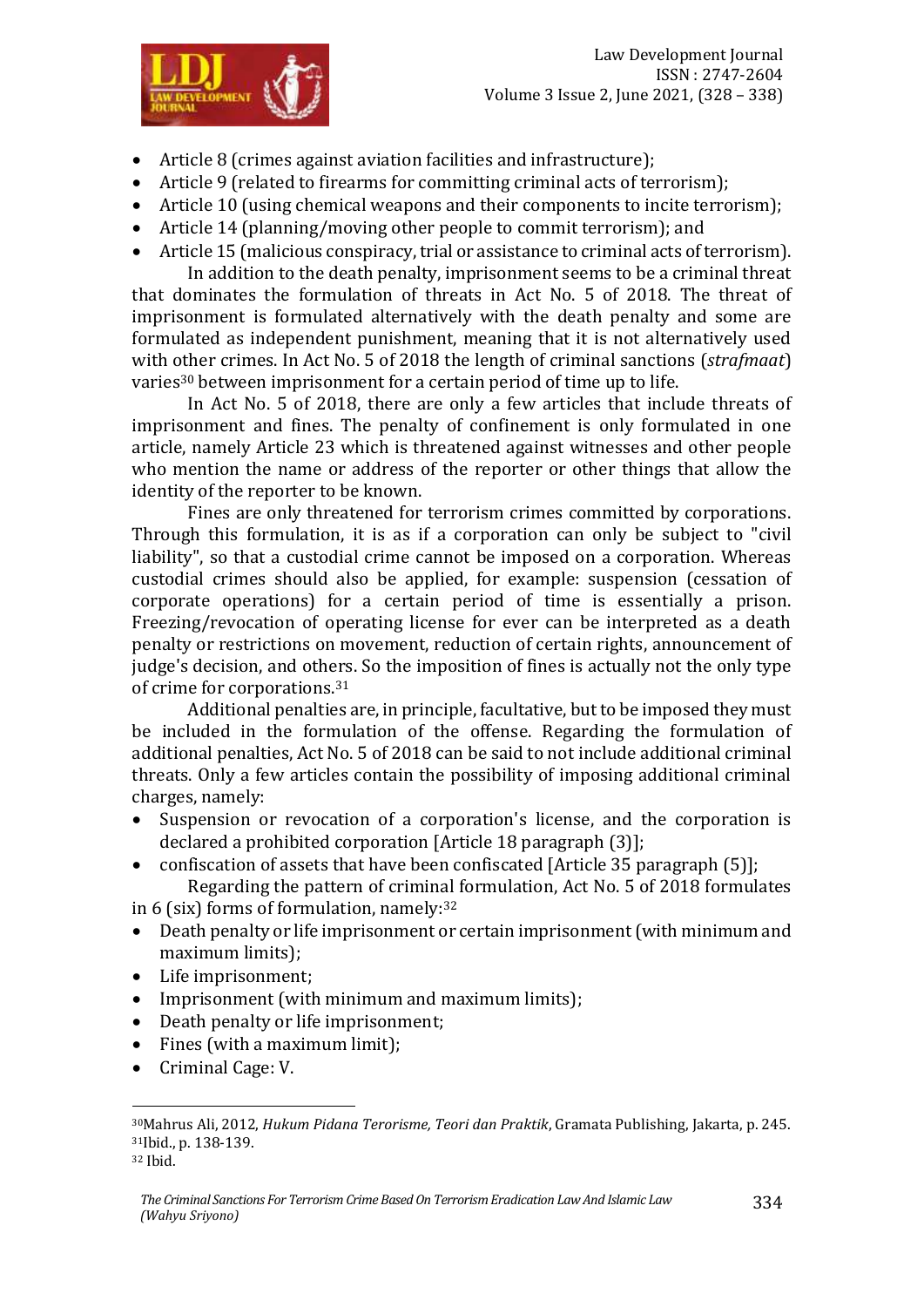- Article 8 (crimes against aviation facilities and infrastructure);
- Article 9 (related to firearms for committing criminal acts of terrorism);
- Article 10 (using chemical weapons and their components to incite terrorism);
- Article 14 (planning/moving other people to commit terrorism); and
- Article 15 (malicious conspiracy, trial or assistance to criminal acts of terrorism).

In addition to the death penalty, imprisonment seems to be a criminal threat that dominates the formulation of threats in Act No. 5 of 2018. The threat of imprisonment is formulated alternatively with the death penalty and some are formulated as independent punishment, meaning that it is not alternatively used with other crimes. In Act No. 5 of 2018 the length of criminal sanctions (*strafmaat*) varies[30] between imprisonment for a certain period of time up to life.

In Act No. 5 of 2018, there are only a few articles that include threats of imprisonment and fines. The penalty of confinement is only formulated in one article, namely Article 23 which is threatened against witnesses and other people who mention the name or address of the reporter or other things that allow the identity of the reporter to be known.

Fines are only threatened for terrorism crimes committed by corporations. Through this formulation, it is as if a corporation can only be subject to "civil liability", so that a custodial crime cannot be imposed on a corporation. Whereas custodial crimes should also be applied, for example: suspension (cessation of corporate operations) for a certain period of time is essentially a prison. Freezing/revocation of operating license for ever can be interpreted as a death penalty or restrictions on movement, reduction of certain rights, announcement of judge's decision, and others. So the imposition of fines is actually not the only type of crime for corporations.[31]

Additional penalties are, in principle, facultative, but to be imposed they must be included in the formulation of the offense. Regarding the formulation of additional penalties, Act No. 5 of 2018 can be said to not include additional criminal threats. Only a few articles contain the possibility of imposing additional criminal charges, namely:

- Suspension or revocation of a corporation's license, and the corporation is declared a prohibited corporation [Article 18 paragraph (3)];
- confiscation of assets that have been confiscated [Article 35 paragraph (5)];

Regarding the pattern of criminal formulation, Act No. 5 of 2018 formulates in 6 (six) forms of formulation, namely:[32]

- Death penalty or life imprisonment or certain imprisonment (with minimum and maximum limits);
- Life imprisonment;
- Imprisonment (with minimum and maximum limits);
- Death penalty or life imprisonment;
- Fines (with a maximum limit);
- Criminal Cage: V.

---

[30] Mahrus Ali, 2012, *Hukum Pidana Terorisme, Teori dan Praktik*, Gramata Publishing, Jakarta, p. 245.

[31] Ibid., p. 138-139.

[32] Ibid.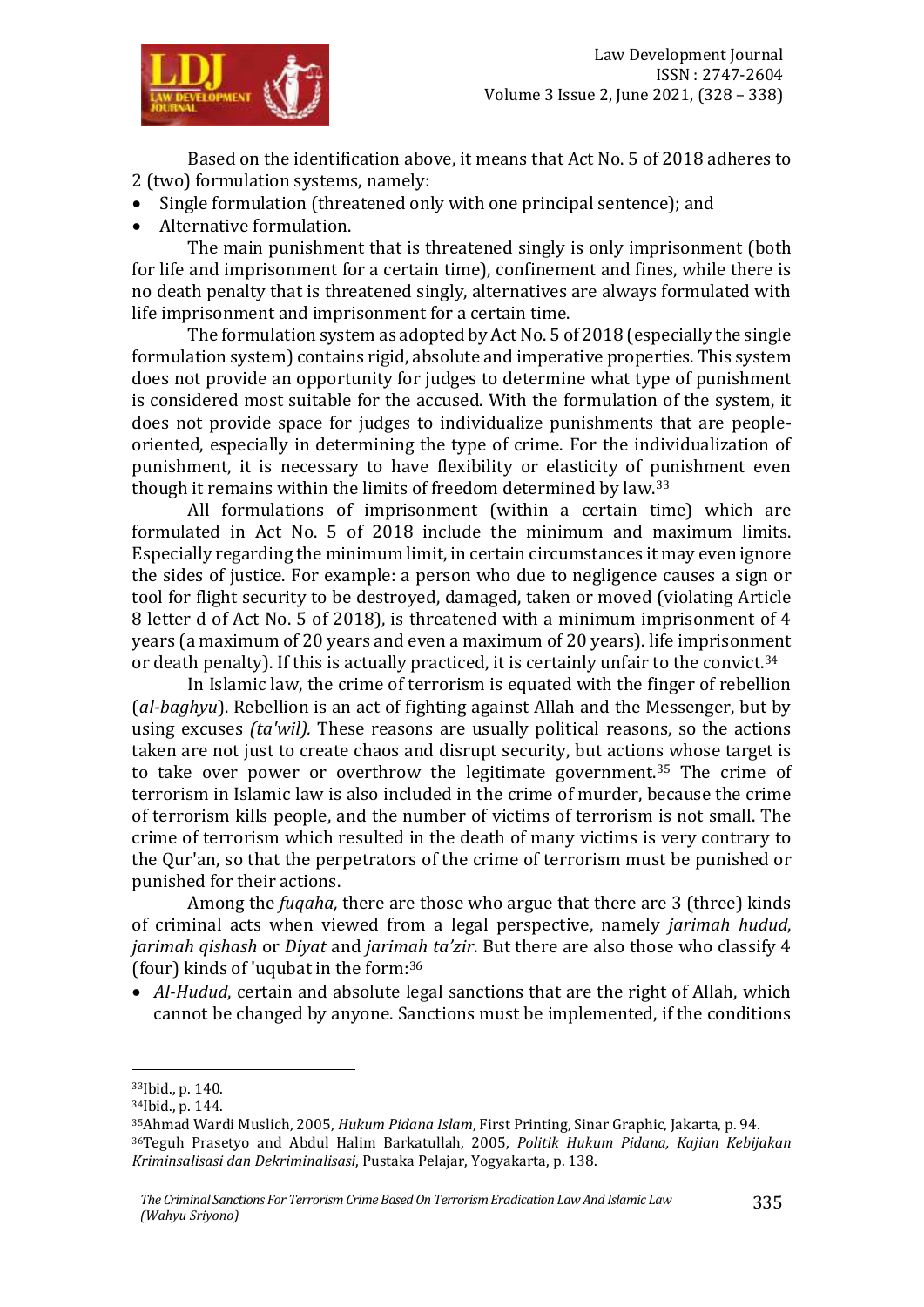Based on the identification above, it means that Act No. 5 of 2018 adheres to 2 (two) formulation systems, namely:

- Single formulation (threatened only with one principal sentence); and
- Alternative formulation.

The main punishment that is threatened singly is only imprisonment (both for life and imprisonment for a certain time), confinement and fines, while there is no death penalty that is threatened singly, alternatives are always formulated with life imprisonment and imprisonment for a certain time.

The formulation system as adopted by Act No. 5 of 2018 (especially the single formulation system) contains rigid, absolute and imperative properties. This system does not provide an opportunity for judges to determine what type of punishment is considered most suitable for the accused. With the formulation of the system, it does not provide space for judges to individualize punishments that are people-oriented, especially in determining the type of crime. For the individualization of punishment, it is necessary to have flexibility or elasticity of punishment even though it remains within the limits of freedom determined by law.[33]

All formulations of imprisonment (within a certain time) which are formulated in Act No. 5 of 2018 include the minimum and maximum limits. Especially regarding the minimum limit, in certain circumstances it may even ignore the sides of justice. For example: a person who due to negligence causes a sign or tool for flight security to be destroyed, damaged, taken or moved (violating Article 8 letter d of Act No. 5 of 2018), is threatened with a minimum imprisonment of 4 years (a maximum of 20 years and even a maximum of 20 years). life imprisonment or death penalty). If this is actually practiced, it is certainly unfair to the convict.[34]

In Islamic law, the crime of terrorism is equated with the finger of rebellion (*al-baghyu*). Rebellion is an act of fighting against Allah and the Messenger, but by using excuses *(ta'wil).* These reasons are usually political reasons, so the actions taken are not just to create chaos and disrupt security, but actions whose target is to take over power or overthrow the legitimate government.[35] The crime of terrorism in Islamic law is also included in the crime of murder, because the crime of terrorism kills people, and the number of victims of terrorism is not small. The crime of terrorism which resulted in the death of many victims is very contrary to the Qur'an, so that the perpetrators of the crime of terrorism must be punished or punished for their actions.

Among the *fuqaha,* there are those who argue that there are 3 (three) kinds of criminal acts when viewed from a legal perspective, namely *jarimah hudud*, *jarimah qishash* or *Diyat* and *jarimah ta'zir*. But there are also those who classify 4 (four) kinds of 'uqubat in the form:[36]

- *Al-Hudud*, certain and absolute legal sanctions that are the right of Allah, which cannot be changed by anyone. Sanctions must be implemented, if the conditions

---

[33] Ibid., p. 140.

[34] Ibid., p. 144.

[35] Ahmad Wardi Muslich, 2005, *Hukum Pidana Islam*, First Printing, Sinar Graphic, Jakarta, p. 94.

[36] Teguh Prasetyo and Abdul Halim Barkatullah, 2005, *Politik Hukum Pidana, Kajian Kebijakan Kriminsalisasi dan Dekriminalisasi*, Pustaka Pelajar, Yogyakarta, p. 138.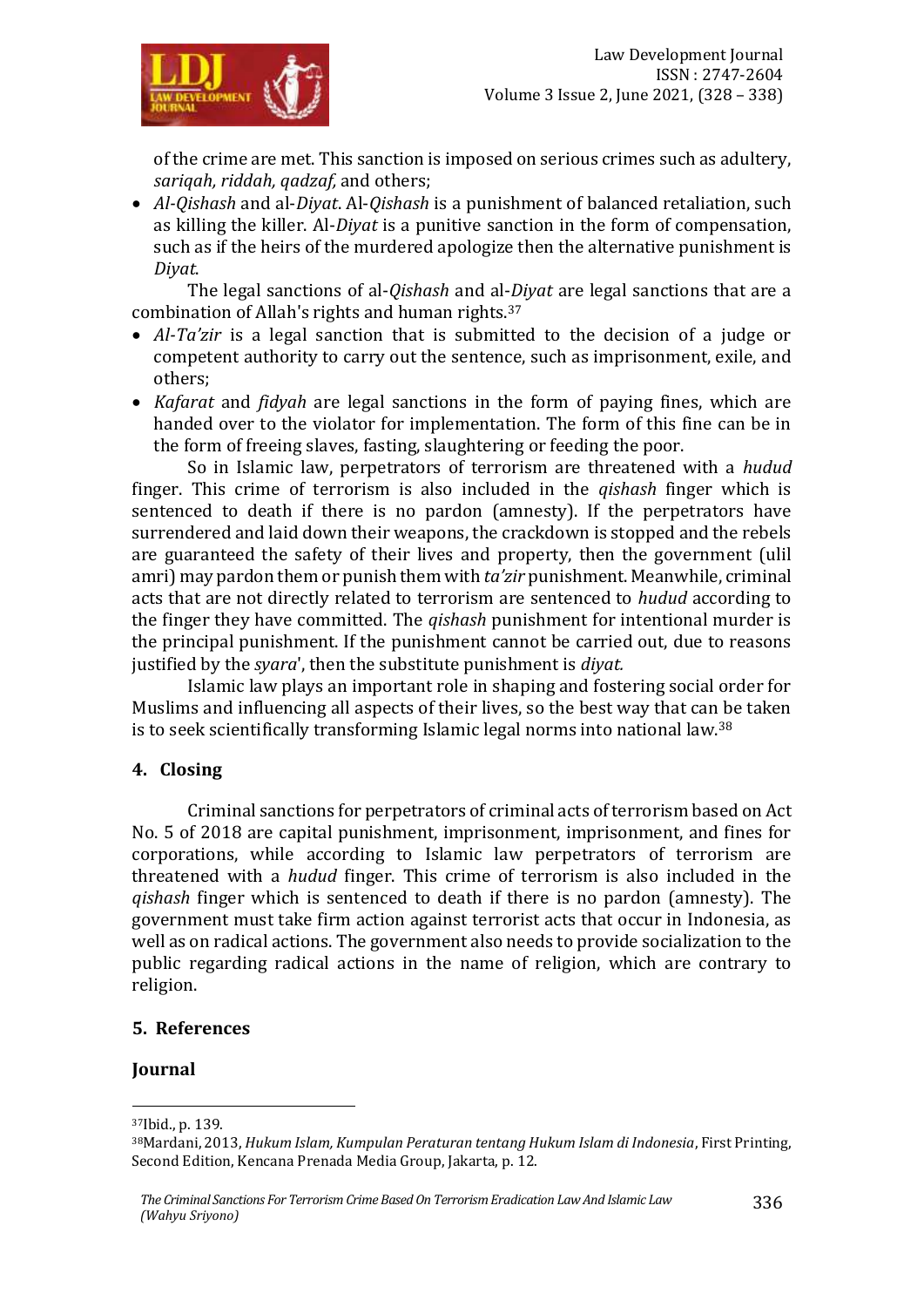of the crime are met. This sanction is imposed on serious crimes such as adultery, *sariqah, riddah, qadzaf,* and others;

- *Al-Qishash* and al-*Diyat*. Al-*Qishash* is a punishment of balanced retaliation, such as killing the killer. Al-*Diyat* is a punitive sanction in the form of compensation, such as if the heirs of the murdered apologize then the alternative punishment is *Diyat*.

The legal sanctions of al-*Qishash* and al-*Diyat* are legal sanctions that are a combination of Allah's rights and human rights.[37]

- *Al-Ta'zir* is a legal sanction that is submitted to the decision of a judge or competent authority to carry out the sentence, such as imprisonment, exile, and others;
- *Kafarat* and *fidyah* are legal sanctions in the form of paying fines, which are handed over to the violator for implementation. The form of this fine can be in the form of freeing slaves, fasting, slaughtering or feeding the poor.

So in Islamic law, perpetrators of terrorism are threatened with a *hudud* finger. This crime of terrorism is also included in the *qishash* finger which is sentenced to death if there is no pardon (amnesty). If the perpetrators have surrendered and laid down their weapons, the crackdown is stopped and the rebels are guaranteed the safety of their lives and property, then the government (ulil amri) may pardon them or punish them with *ta'zir* punishment. Meanwhile, criminal acts that are not directly related to terrorism are sentenced to *hudud* according to the finger they have committed. The *qishash* punishment for intentional murder is the principal punishment. If the punishment cannot be carried out, due to reasons justified by the *syara*', then the substitute punishment is *diyat.*

Islamic law plays an important role in shaping and fostering social order for Muslims and influencing all aspects of their lives, so the best way that can be taken is to seek scientifically transforming Islamic legal norms into national law.[38]

## 4. Closing

Criminal sanctions for perpetrators of criminal acts of terrorism based on Act No. 5 of 2018 are capital punishment, imprisonment, imprisonment, and fines for corporations, while according to Islamic law perpetrators of terrorism are threatened with a *hudud* finger. This crime of terrorism is also included in the *qishash* finger which is sentenced to death if there is no pardon (amnesty). The government must take firm action against terrorist acts that occur in Indonesia, as well as on radical actions. The government also needs to provide socialization to the public regarding radical actions in the name of religion, which are contrary to religion.

## 5. References

### Journal

---

[37]Ibid., p. 139.

[38]Mardani, 2013, *Hukum Islam, Kumpulan Peraturan tentang Hukum Islam di Indonesia*, First Printing, Second Edition, Kencana Prenada Media Group, Jakarta, p. 12.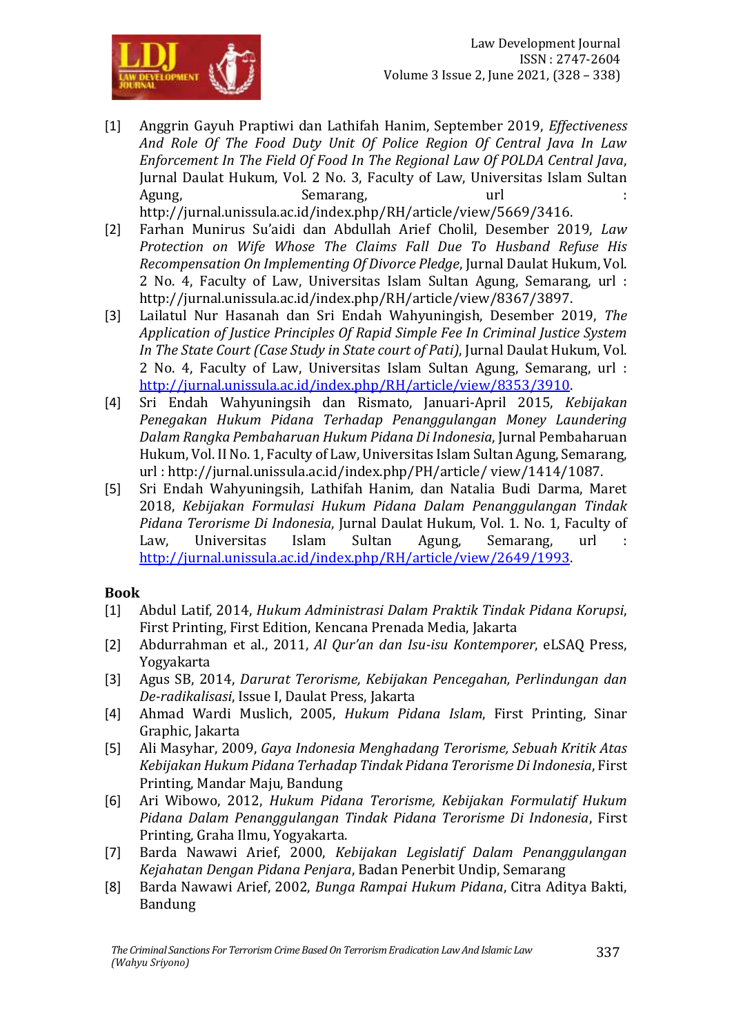[1] Anggrin Gayuh Praptiwi dan Lathifah Hanim, September 2019, *Effectiveness And Role Of The Food Duty Unit Of Police Region Of Central Java In Law Enforcement In The Field Of Food In The Regional Law Of POLDA Central Java*, Jurnal Daulat Hukum, Vol. 2 No. 3, Faculty of Law, Universitas Islam Sultan Agung, Semarang, url : http://jurnal.unissula.ac.id/index.php/RH/article/view/5669/3416.

[2] Farhan Munirus Su'aidi dan Abdullah Arief Cholil, Desember 2019, *Law Protection on Wife Whose The Claims Fall Due To Husband Refuse His Recompensation On Implementing Of Divorce Pledge*, Jurnal Daulat Hukum, Vol. 2 No. 4, Faculty of Law, Universitas Islam Sultan Agung, Semarang, url : http://jurnal.unissula.ac.id/index.php/RH/article/view/8367/3897.

[3] Lailatul Nur Hasanah dan Sri Endah Wahyuningish, Desember 2019, *The Application of Justice Principles Of Rapid Simple Fee In Criminal Justice System In The State Court (Case Study in State court of Pati)*, Jurnal Daulat Hukum, Vol. 2 No. 4, Faculty of Law, Universitas Islam Sultan Agung, Semarang, url : http://jurnal.unissula.ac.id/index.php/RH/article/view/8353/3910.

[4] Sri Endah Wahyuningsih dan Rismato, Januari-April 2015, *Kebijakan Penegakan Hukum Pidana Terhadap Penanggulangan Money Laundering Dalam Rangka Pembaharuan Hukum Pidana Di Indonesia*, Jurnal Pembaharuan Hukum, Vol. II No. 1, Faculty of Law, Universitas Islam Sultan Agung, Semarang, url : http://jurnal.unissula.ac.id/index.php/PH/article/ view/1414/1087.

[5] Sri Endah Wahyuningsih, Lathifah Hanim, dan Natalia Budi Darma, Maret 2018, *Kebijakan Formulasi Hukum Pidana Dalam Penanggulangan Tindak Pidana Terorisme Di Indonesia*, Jurnal Daulat Hukum, Vol. 1. No. 1, Faculty of Law, Universitas Islam Sultan Agung, Semarang, url : http://jurnal.unissula.ac.id/index.php/RH/article/view/2649/1993.

**Book**

[1] Abdul Latif, 2014, *Hukum Administrasi Dalam Praktik Tindak Pidana Korupsi*, First Printing, First Edition, Kencana Prenada Media, Jakarta

[2] Abdurrahman et al., 2011, *Al Qur'an dan Isu-isu Kontemporer*, eLSAQ Press, Yogyakarta

[3] Agus SB, 2014, *Darurat Terorisme, Kebijakan Pencegahan, Perlindungan dan De-radikalisasi*, Issue I, Daulat Press, Jakarta

[4] Ahmad Wardi Muslich, 2005, *Hukum Pidana Islam*, First Printing, Sinar Graphic, Jakarta

[5] Ali Masyhar, 2009, *Gaya Indonesia Menghadang Terorisme, Sebuah Kritik Atas Kebijakan Hukum Pidana Terhadap Tindak Pidana Terorisme Di Indonesia*, First Printing, Mandar Maju, Bandung

[6] Ari Wibowo, 2012, *Hukum Pidana Terorisme, Kebijakan Formulatif Hukum Pidana Dalam Penanggulangan Tindak Pidana Terorisme Di Indonesia*, First Printing, Graha Ilmu, Yogyakarta.

[7] Barda Nawawi Arief, 2000, *Kebijakan Legislatif Dalam Penanggulangan Kejahatan Dengan Pidana Penjara*, Badan Penerbit Undip, Semarang

[8] Barda Nawawi Arief, 2002, *Bunga Rampai Hukum Pidana*, Citra Aditya Bakti, Bandung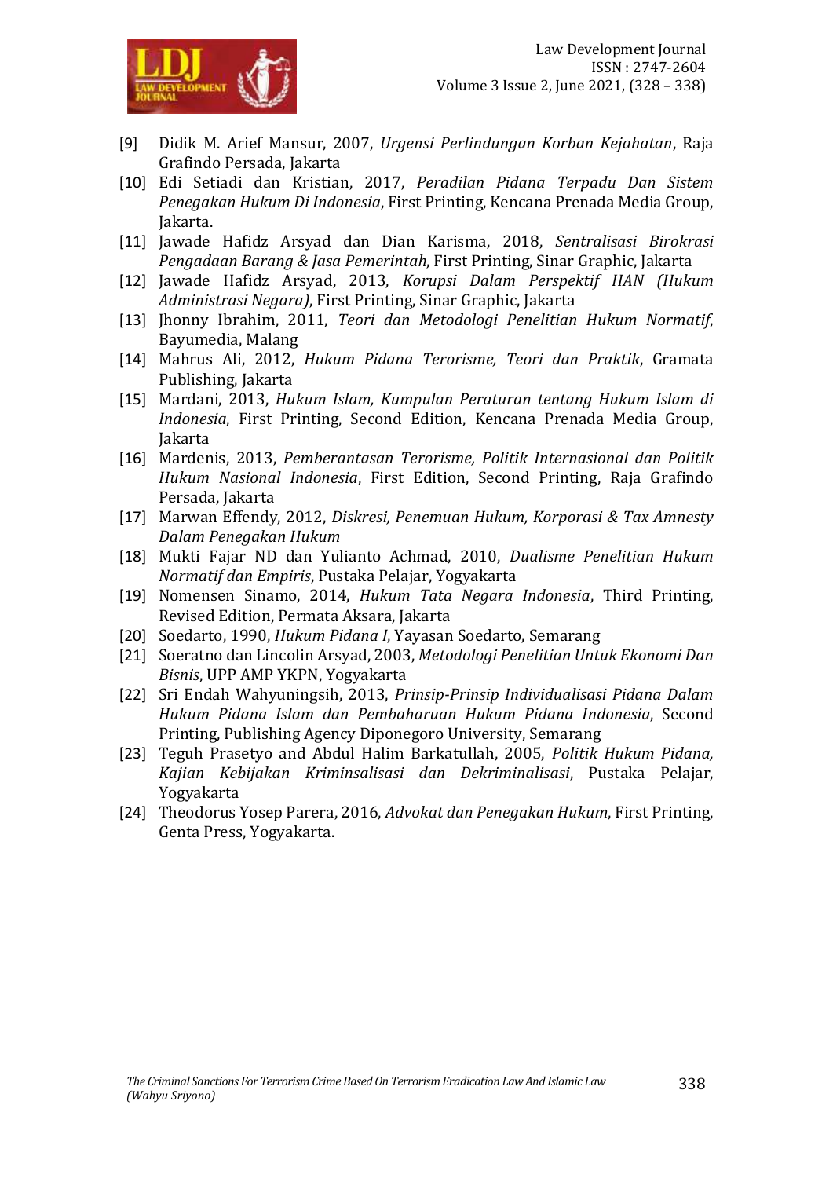[9] Didik M. Arief Mansur, 2007, *Urgensi Perlindungan Korban Kejahatan*, Raja Grafindo Persada, Jakarta

[10] Edi Setiadi dan Kristian, 2017, *Peradilan Pidana Terpadu Dan Sistem Penegakan Hukum Di Indonesia*, First Printing, Kencana Prenada Media Group, Jakarta.

[11] Jawade Hafidz Arsyad dan Dian Karisma, 2018, *Sentralisasi Birokrasi Pengadaan Barang & Jasa Pemerintah*, First Printing, Sinar Graphic, Jakarta

[12] Jawade Hafidz Arsyad, 2013, *Korupsi Dalam Perspektif HAN (Hukum Administrasi Negara)*, First Printing, Sinar Graphic, Jakarta

[13] Jhonny Ibrahim, 2011, *Teori dan Metodologi Penelitian Hukum Normatif*, Bayumedia, Malang

[14] Mahrus Ali, 2012, *Hukum Pidana Terorisme, Teori dan Praktik*, Gramata Publishing, Jakarta

[15] Mardani, 2013, *Hukum Islam, Kumpulan Peraturan tentang Hukum Islam di Indonesia*, First Printing, Second Edition, Kencana Prenada Media Group, Jakarta

[16] Mardenis, 2013, *Pemberantasan Terorisme, Politik Internasional dan Politik Hukum Nasional Indonesia*, First Edition, Second Printing, Raja Grafindo Persada, Jakarta

[17] Marwan Effendy, 2012, *Diskresi, Penemuan Hukum, Korporasi & Tax Amnesty Dalam Penegakan Hukum*

[18] Mukti Fajar ND dan Yulianto Achmad, 2010, *Dualisme Penelitian Hukum Normatif dan Empiris*, Pustaka Pelajar, Yogyakarta

[19] Nomensen Sinamo, 2014, *Hukum Tata Negara Indonesia*, Third Printing, Revised Edition, Permata Aksara, Jakarta

[20] Soedarto, 1990, *Hukum Pidana I*, Yayasan Soedarto, Semarang

[21] Soeratno dan Lincolin Arsyad, 2003, *Metodologi Penelitian Untuk Ekonomi Dan Bisnis*, UPP AMP YKPN, Yogyakarta

[22] Sri Endah Wahyuningsih, 2013, *Prinsip-Prinsip Individualisasi Pidana Dalam Hukum Pidana Islam dan Pembaharuan Hukum Pidana Indonesia*, Second Printing, Publishing Agency Diponegoro University, Semarang

[23] Teguh Prasetyo and Abdul Halim Barkatullah, 2005, *Politik Hukum Pidana, Kajian Kebijakan Kriminsalisasi dan Dekriminalisasi*, Pustaka Pelajar, Yogyakarta

[24] Theodorus Yosep Parera, 2016, *Advokat dan Penegakan Hukum*, First Printing, Genta Press, Yogyakarta.